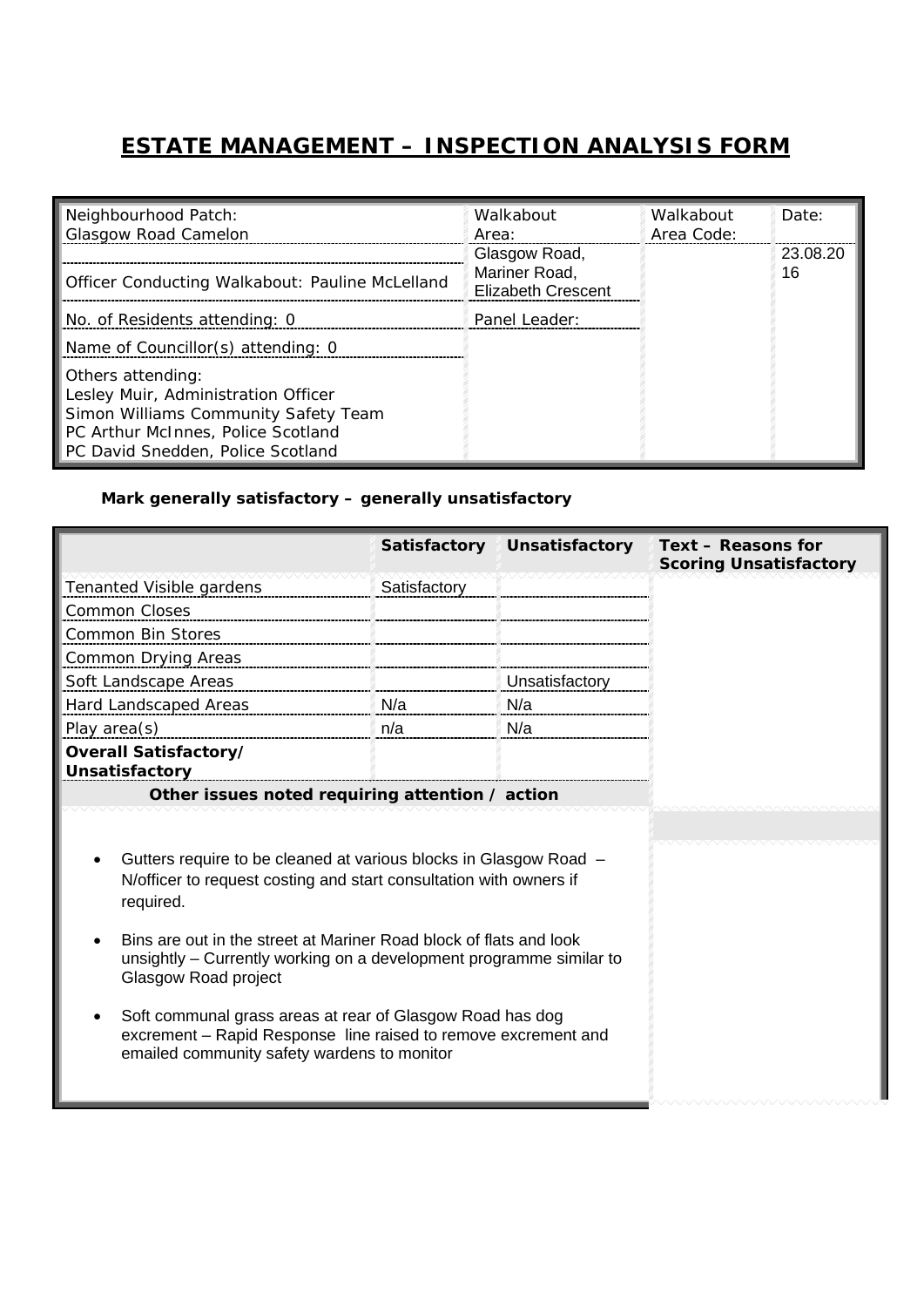# ESTATE MANAGEMENT – INSPECTION ANALYSIS FORM

| Neighbourhood Patch: Glasgow Road Camelon | Walkabout Area: | Walkabout Area Code: | Date: |
|---|---|---|---|
| Officer Conducting Walkabout: Pauline McLelland | Glasgow Road, Mariner Road, Elizabeth Crescent | | 23.08.2016 |
| No. of Residents attending: 0 | Panel Leader: | | |
| Name of Councillor(s) attending: 0 | | | |
| Others attending:<br>Lesley Muir, Administration Officer<br>Simon Williams Community Safety Team<br>PC Arthur McInnes, Police Scotland<br>PC David Snedden, Police Scotland | | | |

**Mark generally satisfactory – generally unsatisfactory**

| | Satisfactory | Unsatisfactory | Text – Reasons for Scoring Unsatisfactory |
|---|---|---|---|
| Tenanted Visible gardens | Satisfactory | | |
| Common Closes | | | |
| Common Bin Stores | | | |
| Common Drying Areas | | | |
| Soft Landscape Areas | | Unsatisfactory | |
| Hard Landscaped Areas | N/a | N/a | |
| Play area(s) | n/a | N/a | |
| **Overall Satisfactory/ Unsatisfactory** | | | |

**Other issues noted requiring attention / action**

- Gutters require to be cleaned at various blocks in Glasgow Road – N/officer to request costing and start consultation with owners if required.
- Bins are out in the street at Mariner Road block of flats and look unsightly – Currently working on a development programme similar to Glasgow Road project
- Soft communal grass areas at rear of Glasgow Road has dog excrement – Rapid Response line raised to remove excrement and emailed community safety wardens to monitor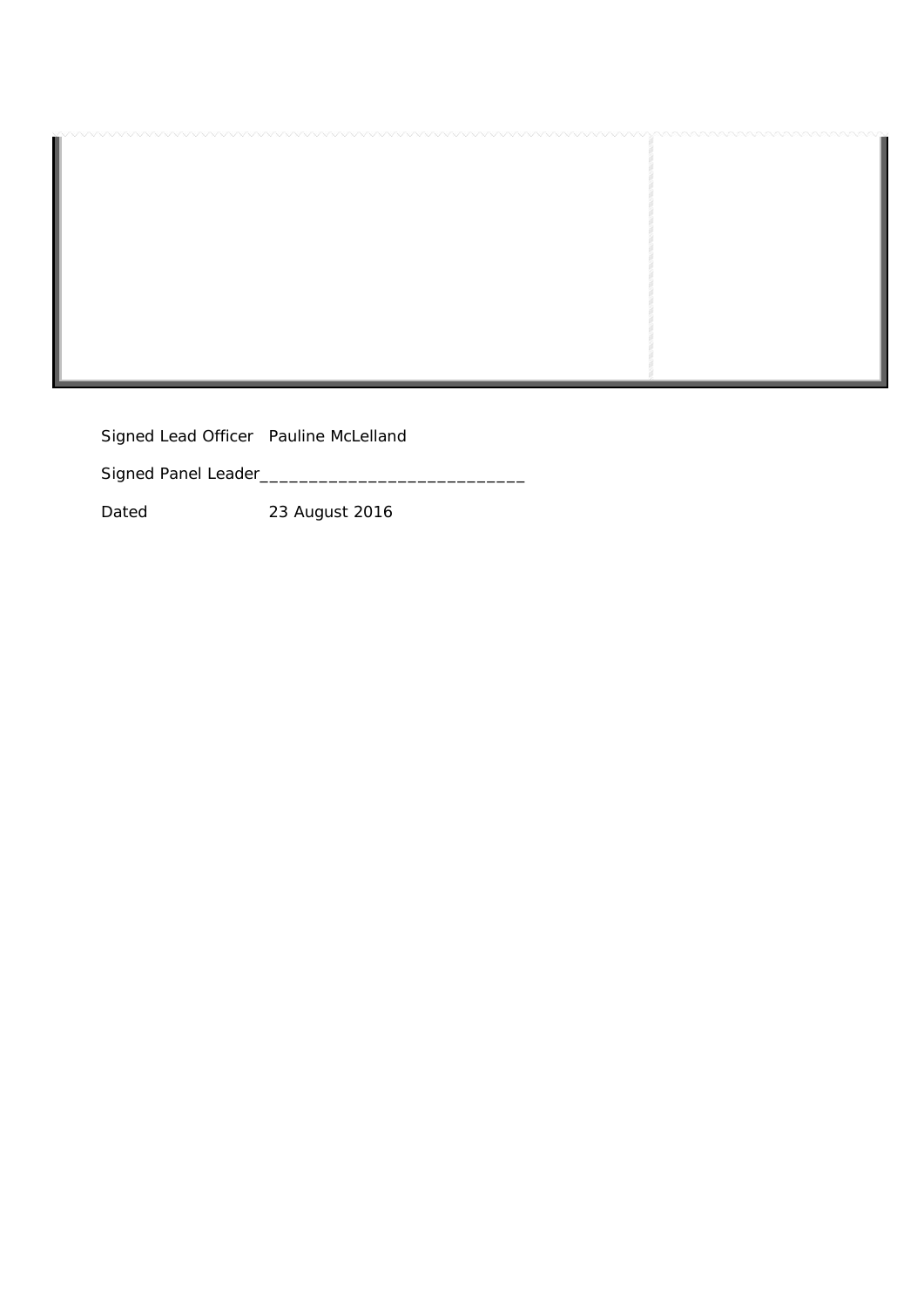Signed Lead Officer Pauline McLelland

Signed Panel Leader___________________________

Dated 23 August 2016